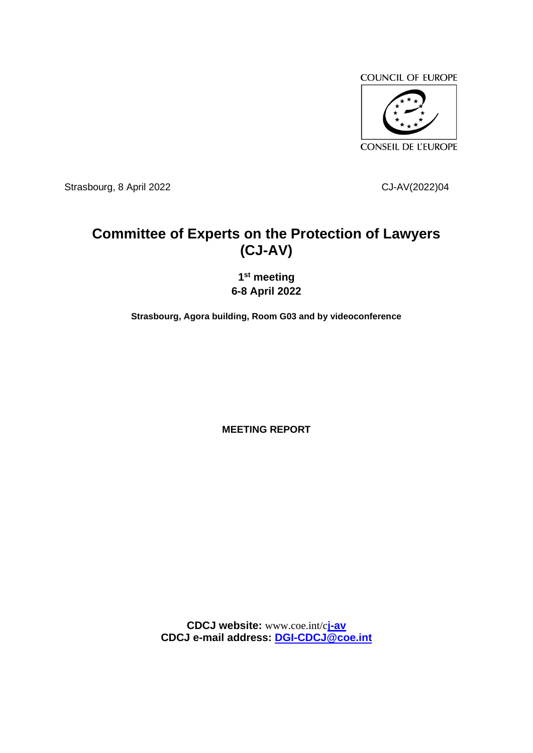COUNCIL OF EUROPE

CONSEIL DE L'EUROPE

Strasbourg, 8 April 2022 CJ-AV(2022)04

# Committee of Experts on the Protection of Lawyers (CJ-AV)

**1st meeting**
**6-8 April 2022**

**Strasbourg, Agora building, Room G03 and by videoconference**

**MEETING REPORT**

**CDCJ website:** www.coe.int/cj-av
**CDCJ e-mail address:** DGI-CDCJ@coe.int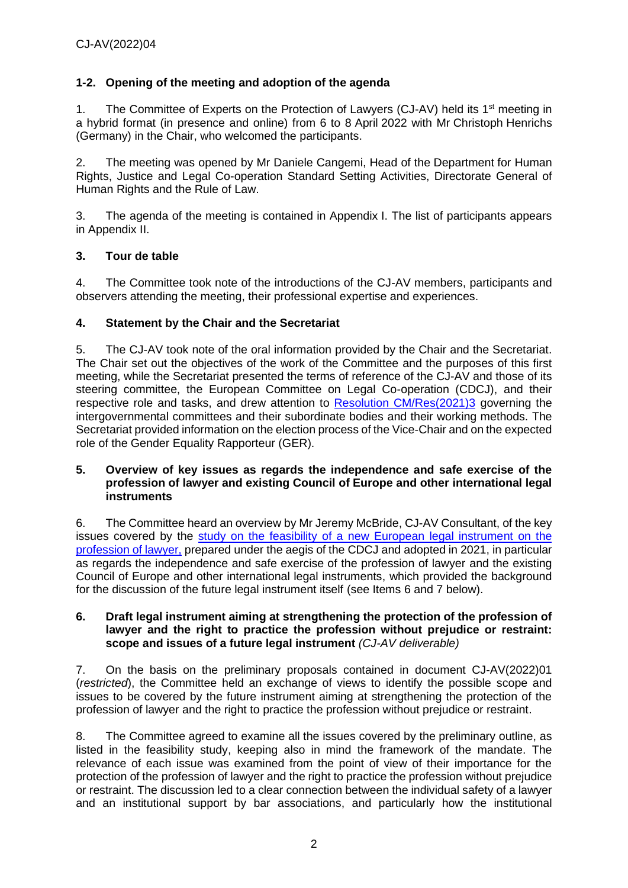## 1-2. Opening of the meeting and adoption of the agenda

1. The Committee of Experts on the Protection of Lawyers (CJ-AV) held its 1st meeting in a hybrid format (in presence and online) from 6 to 8 April 2022 with Mr Christoph Henrichs (Germany) in the Chair, who welcomed the participants.

2. The meeting was opened by Mr Daniele Cangemi, Head of the Department for Human Rights, Justice and Legal Co-operation Standard Setting Activities, Directorate General of Human Rights and the Rule of Law.

3. The agenda of the meeting is contained in Appendix I. The list of participants appears in Appendix II.

## 3. Tour de table

4. The Committee took note of the introductions of the CJ-AV members, participants and observers attending the meeting, their professional expertise and experiences.

## 4. Statement by the Chair and the Secretariat

5. The CJ-AV took note of the oral information provided by the Chair and the Secretariat. The Chair set out the objectives of the work of the Committee and the purposes of this first meeting, while the Secretariat presented the terms of reference of the CJ-AV and those of its steering committee, the European Committee on Legal Co-operation (CDCJ), and their respective role and tasks, and drew attention to Resolution CM/Res(2021)3 governing the intergovernmental committees and their subordinate bodies and their working methods. The Secretariat provided information on the election process of the Vice-Chair and on the expected role of the Gender Equality Rapporteur (GER).

## 5. Overview of key issues as regards the independence and safe exercise of the profession of lawyer and existing Council of Europe and other international legal instruments

6. The Committee heard an overview by Mr Jeremy McBride, CJ-AV Consultant, of the key issues covered by the study on the feasibility of a new European legal instrument on the profession of lawyer, prepared under the aegis of the CDCJ and adopted in 2021, in particular as regards the independence and safe exercise of the profession of lawyer and the existing Council of Europe and other international legal instruments, which provided the background for the discussion of the future legal instrument itself (see Items 6 and 7 below).

## 6. Draft legal instrument aiming at strengthening the protection of the profession of lawyer and the right to practice the profession without prejudice or restraint: scope and issues of a future legal instrument *(CJ-AV deliverable)*

7. On the basis on the preliminary proposals contained in document CJ-AV(2022)01 (*restricted*), the Committee held an exchange of views to identify the possible scope and issues to be covered by the future instrument aiming at strengthening the protection of the profession of lawyer and the right to practice the profession without prejudice or restraint.

8. The Committee agreed to examine all the issues covered by the preliminary outline, as listed in the feasibility study, keeping also in mind the framework of the mandate. The relevance of each issue was examined from the point of view of their importance for the protection of the profession of lawyer and the right to practice the profession without prejudice or restraint. The discussion led to a clear connection between the individual safety of a lawyer and an institutional support by bar associations, and particularly how the institutional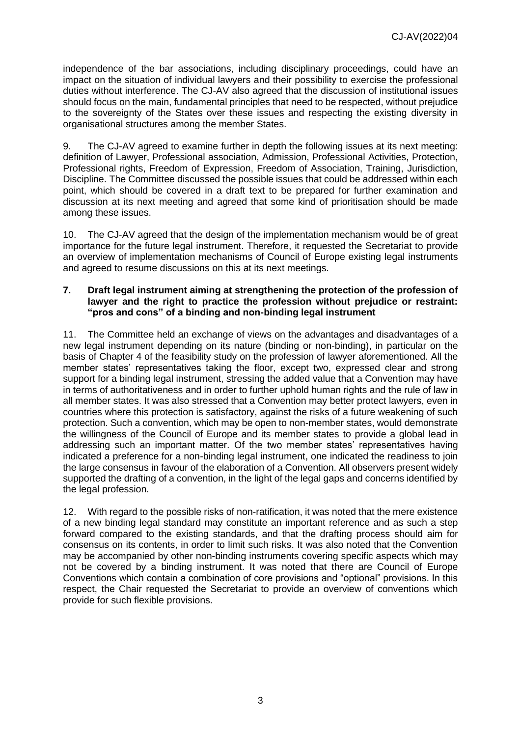independence of the bar associations, including disciplinary proceedings, could have an impact on the situation of individual lawyers and their possibility to exercise the professional duties without interference. The CJ-AV also agreed that the discussion of institutional issues should focus on the main, fundamental principles that need to be respected, without prejudice to the sovereignty of the States over these issues and respecting the existing diversity in organisational structures among the member States.

9. The CJ-AV agreed to examine further in depth the following issues at its next meeting: definition of Lawyer, Professional association, Admission, Professional Activities, Protection, Professional rights, Freedom of Expression, Freedom of Association, Training, Jurisdiction, Discipline. The Committee discussed the possible issues that could be addressed within each point, which should be covered in a draft text to be prepared for further examination and discussion at its next meeting and agreed that some kind of prioritisation should be made among these issues.

10. The CJ-AV agreed that the design of the implementation mechanism would be of great importance for the future legal instrument. Therefore, it requested the Secretariat to provide an overview of implementation mechanisms of Council of Europe existing legal instruments and agreed to resume discussions on this at its next meetings.

## 7. Draft legal instrument aiming at strengthening the protection of the profession of lawyer and the right to practice the profession without prejudice or restraint: "pros and cons" of a binding and non-binding legal instrument

11. The Committee held an exchange of views on the advantages and disadvantages of a new legal instrument depending on its nature (binding or non-binding), in particular on the basis of Chapter 4 of the feasibility study on the profession of lawyer aforementioned. All the member states' representatives taking the floor, except two, expressed clear and strong support for a binding legal instrument, stressing the added value that a Convention may have in terms of authoritativeness and in order to further uphold human rights and the rule of law in all member states. It was also stressed that a Convention may better protect lawyers, even in countries where this protection is satisfactory, against the risks of a future weakening of such protection. Such a convention, which may be open to non-member states, would demonstrate the willingness of the Council of Europe and its member states to provide a global lead in addressing such an important matter. Of the two member states' representatives having indicated a preference for a non-binding legal instrument, one indicated the readiness to join the large consensus in favour of the elaboration of a Convention. All observers present widely supported the drafting of a convention, in the light of the legal gaps and concerns identified by the legal profession.

12. With regard to the possible risks of non-ratification, it was noted that the mere existence of a new binding legal standard may constitute an important reference and as such a step forward compared to the existing standards, and that the drafting process should aim for consensus on its contents, in order to limit such risks. It was also noted that the Convention may be accompanied by other non-binding instruments covering specific aspects which may not be covered by a binding instrument. It was noted that there are Council of Europe Conventions which contain a combination of core provisions and "optional" provisions. In this respect, the Chair requested the Secretariat to provide an overview of conventions which provide for such flexible provisions.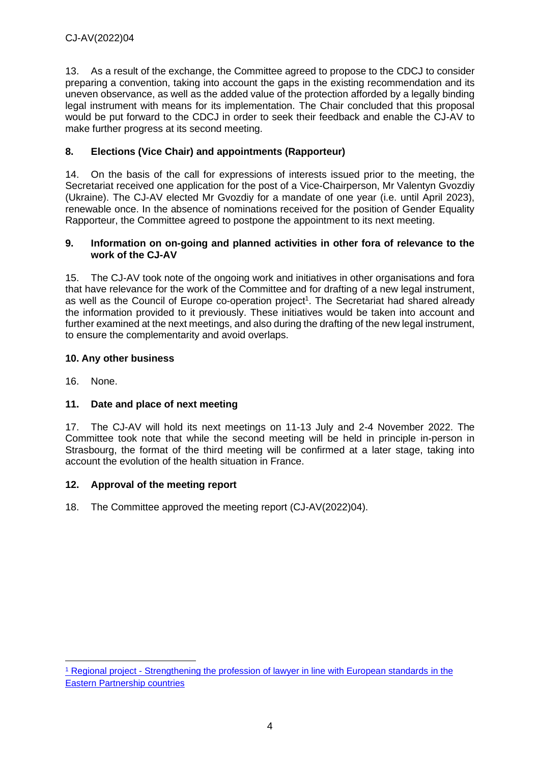13. As a result of the exchange, the Committee agreed to propose to the CDCJ to consider preparing a convention, taking into account the gaps in the existing recommendation and its uneven observance, as well as the added value of the protection afforded by a legally binding legal instrument with means for its implementation. The Chair concluded that this proposal would be put forward to the CDCJ in order to seek their feedback and enable the CJ-AV to make further progress at its second meeting.

## 8. Elections (Vice Chair) and appointments (Rapporteur)

14. On the basis of the call for expressions of interests issued prior to the meeting, the Secretariat received one application for the post of a Vice-Chairperson, Mr Valentyn Gvozdiy (Ukraine). The CJ-AV elected Mr Gvozdiy for a mandate of one year (i.e. until April 2023), renewable once. In the absence of nominations received for the position of Gender Equality Rapporteur, the Committee agreed to postpone the appointment to its next meeting.

## 9. Information on on-going and planned activities in other fora of relevance to the work of the CJ-AV

15. The CJ-AV took note of the ongoing work and initiatives in other organisations and fora that have relevance for the work of the Committee and for drafting of a new legal instrument, as well as the Council of Europe co-operation project[1]. The Secretariat had shared already the information provided to it previously. These initiatives would be taken into account and further examined at the next meetings, and also during the drafting of the new legal instrument, to ensure the complementarity and avoid overlaps.

## 10. Any other business

16. None.

## 11. Date and place of next meeting

17. The CJ-AV will hold its next meetings on 11-13 July and 2-4 November 2022. The Committee took note that while the second meeting will be held in principle in-person in Strasbourg, the format of the third meeting will be confirmed at a later stage, taking into account the evolution of the health situation in France.

## 12. Approval of the meeting report

18. The Committee approved the meeting report (CJ-AV(2022)04).

---

[1] Regional project - Strengthening the profession of lawyer in line with European standards in the Eastern Partnership countries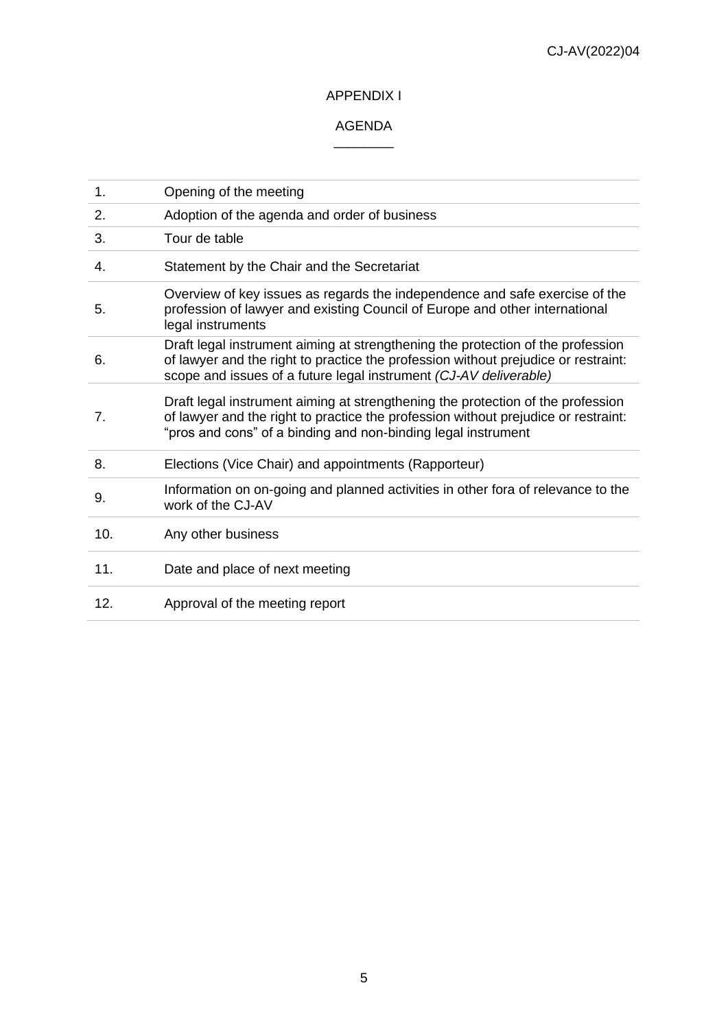# APPENDIX I

## AGENDA

| | |
|---|---|
| 1. | Opening of the meeting |
| 2. | Adoption of the agenda and order of business |
| 3. | Tour de table |
| 4. | Statement by the Chair and the Secretariat |
| 5. | Overview of key issues as regards the independence and safe exercise of the profession of lawyer and existing Council of Europe and other international legal instruments |
| 6. | Draft legal instrument aiming at strengthening the protection of the profession of lawyer and the right to practice the profession without prejudice or restraint: scope and issues of a future legal instrument *(CJ-AV deliverable)* |
| 7. | Draft legal instrument aiming at strengthening the protection of the profession of lawyer and the right to practice the profession without prejudice or restraint: "pros and cons" of a binding and non-binding legal instrument |
| 8. | Elections (Vice Chair) and appointments (Rapporteur) |
| 9. | Information on on-going and planned activities in other fora of relevance to the work of the CJ-AV |
| 10. | Any other business |
| 11. | Date and place of next meeting |
| 12. | Approval of the meeting report |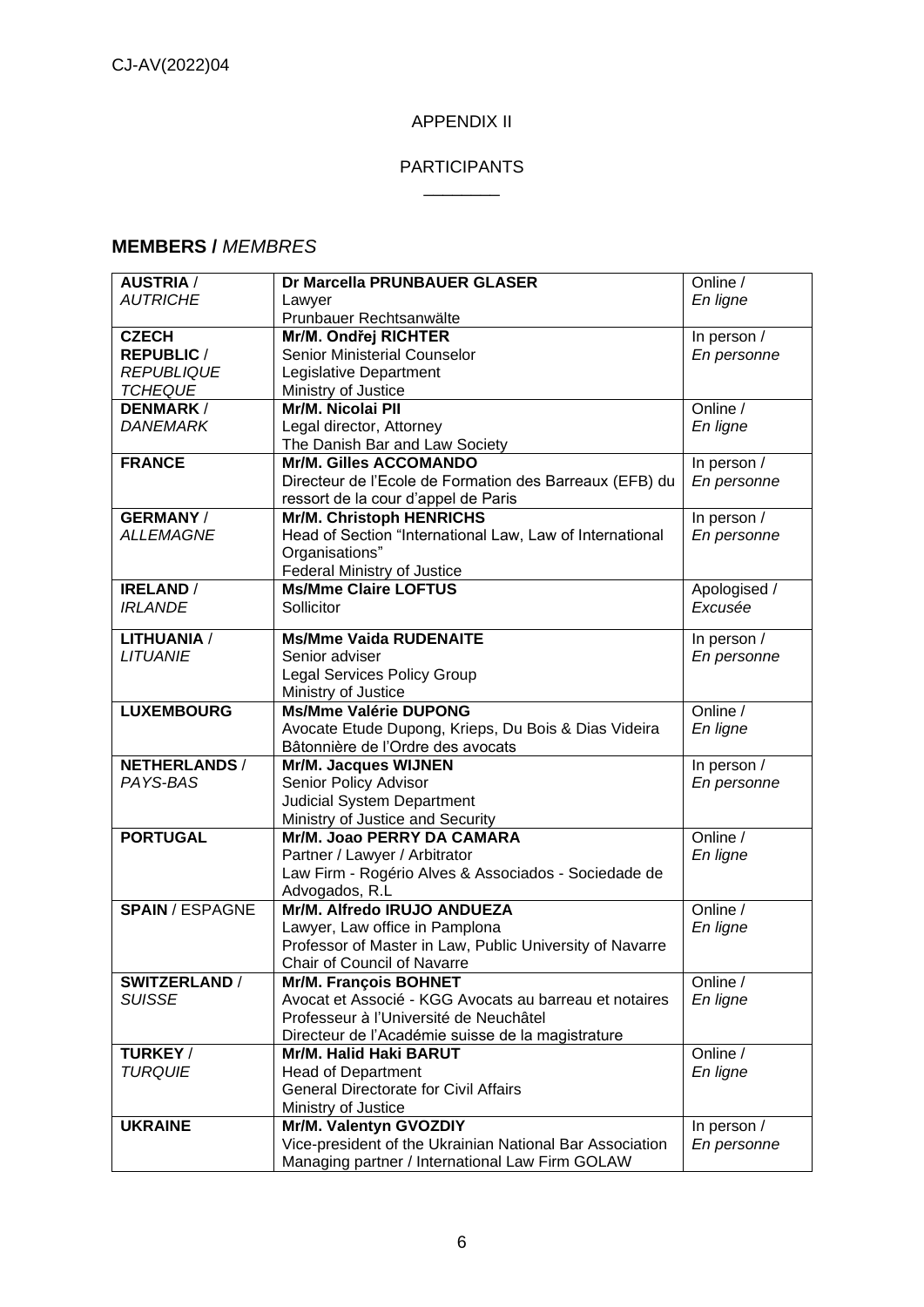APPENDIX II

PARTICIPANTS

________

## MEMBERS / *MEMBRES*

| | | |
|---|---|---|
| **AUSTRIA** / *AUTRICHE* | **Dr Marcella PRUNBAUER GLASER**<br>Lawyer<br>Prunbauer Rechtsanwälte | Online / *En ligne* |
| **CZECH REPUBLIC** / *REPUBLIQUE TCHEQUE* | **Mr/M. Ondřej RICHTER**<br>Senior Ministerial Counselor<br>Legislative Department<br>Ministry of Justice | In person / *En personne* |
| **DENMARK** / *DANEMARK* | **Mr/M. Nicolai PII**<br>Legal director, Attorney<br>The Danish Bar and Law Society | Online / *En ligne* |
| **FRANCE** | **Mr/M. Gilles ACCOMANDO**<br>Directeur de l'Ecole de Formation des Barreaux (EFB) du ressort de la cour d'appel de Paris | In person / *En personne* |
| **GERMANY** / *ALLEMAGNE* | **Mr/M. Christoph HENRICHS**<br>Head of Section "International Law, Law of International Organisations"<br>Federal Ministry of Justice | In person / *En personne* |
| **IRELAND** / *IRLANDE* | **Ms/Mme Claire LOFTUS**<br>Sollicitor | Apologised / *Excusée* |
| **LITHUANIA** / *LITUANIE* | **Ms/Mme Vaida RUDENAITE**<br>Senior adviser<br>Legal Services Policy Group<br>Ministry of Justice | In person / *En personne* |
| **LUXEMBOURG** | **Ms/Mme Valérie DUPONG**<br>Avocate Etude Dupong, Krieps, Du Bois & Dias Videira<br>Bâtonnière de l'Ordre des avocats | Online / *En ligne* |
| **NETHERLANDS** / *PAYS-BAS* | **Mr/M. Jacques WIJNEN**<br>Senior Policy Advisor<br>Judicial System Department<br>Ministry of Justice and Security | In person / *En personne* |
| **PORTUGAL** | **Mr/M. Joao PERRY DA CAMARA**<br>Partner / Lawyer / Arbitrator<br>Law Firm - Rogério Alves & Associados - Sociedade de Advogados, R.L | Online / *En ligne* |
| **SPAIN** / ESPAGNE | **Mr/M. Alfredo IRUJO ANDUEZA**<br>Lawyer, Law office in Pamplona<br>Professor of Master in Law, Public University of Navarre<br>Chair of Council of Navarre | Online / *En ligne* |
| **SWITZERLAND** / *SUISSE* | **Mr/M. François BOHNET**<br>Avocat et Associé - KGG Avocats au barreau et notaires<br>Professeur à l'Université de Neuchâtel<br>Directeur de l'Académie suisse de la magistrature | Online / *En ligne* |
| **TURKEY** / *TURQUIE* | **Mr/M. Halid Haki BARUT**<br>Head of Department<br>General Directorate for Civil Affairs<br>Ministry of Justice | Online / *En ligne* |
| **UKRAINE** | **Mr/M. Valentyn GVOZDIY**<br>Vice-president of the Ukrainian National Bar Association<br>Managing partner / International Law Firm GOLAW | In person / *En personne* |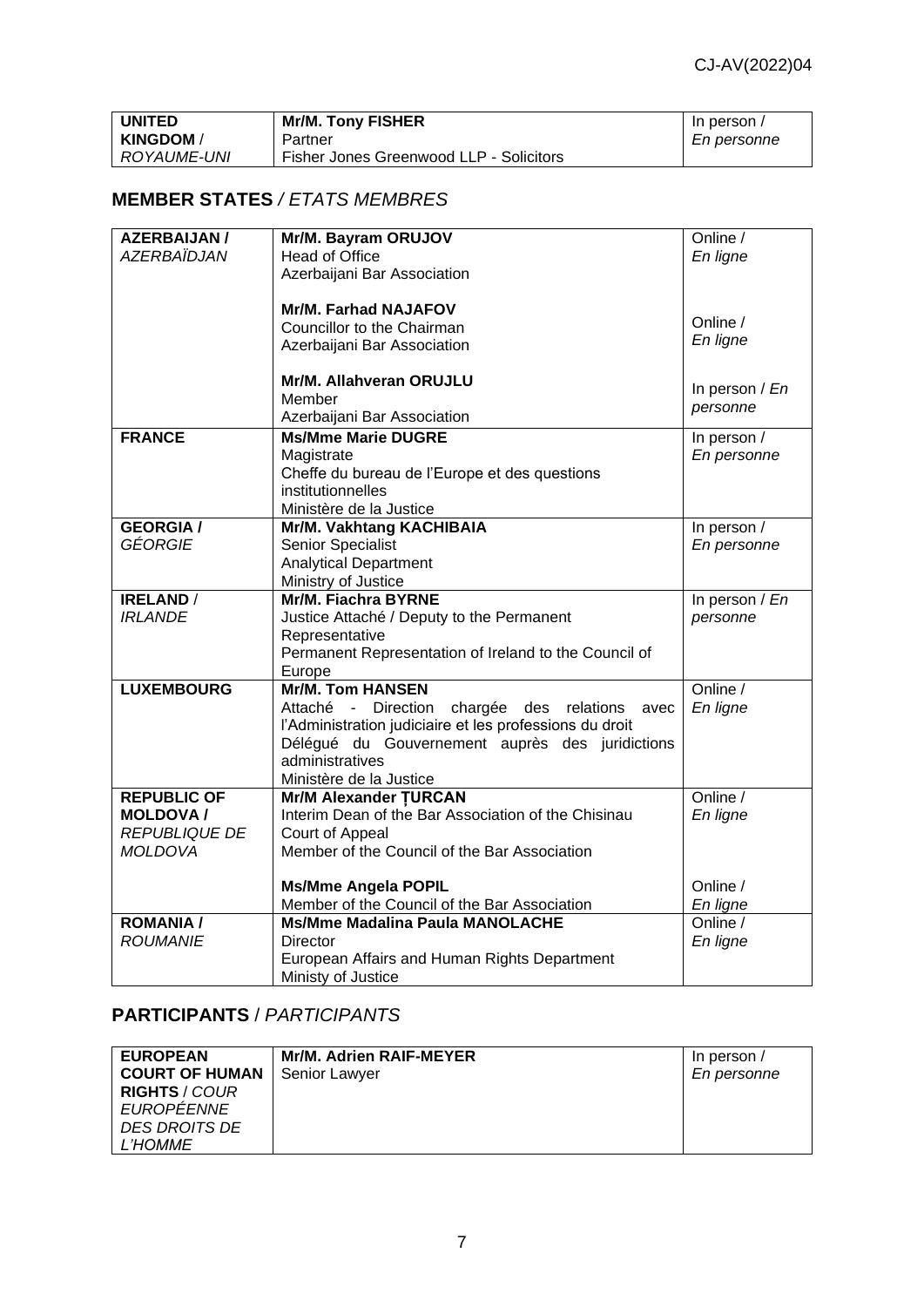| | | |
|---|---|---|
| **UNITED KINGDOM** / *ROYAUME-UNI* | **Mr/M. Tony FISHER**<br>Partner<br>Fisher Jones Greenwood LLP - Solicitors | In person / *En personne* |

## MEMBER STATES / *ETATS MEMBRES*

| | | |
|---|---|---|
| **AZERBAIJAN /** *AZERBAÏDJAN* | **Mr/M. Bayram ORUJOV**<br>Head of Office<br>Azerbaijani Bar Association | Online / *En ligne* |
| | **Mr/M. Farhad NAJAFOV**<br>Councillor to the Chairman<br>Azerbaijani Bar Association | Online / *En ligne* |
| | **Mr/M. Allahveran ORUJLU**<br>Member<br>Azerbaijani Bar Association | In person / *En personne* |
| **FRANCE** | **Ms/Mme Marie DUGRE**<br>Magistrate<br>Cheffe du bureau de l'Europe et des questions institutionnelles<br>Ministère de la Justice | In person / *En personne* |
| **GEORGIA /** *GÉORGIE* | **Mr/M. Vakhtang KACHIBAIA**<br>Senior Specialist<br>Analytical Department<br>Ministry of Justice | In person / *En personne* |
| **IRELAND** / *IRLANDE* | **Mr/M. Fiachra BYRNE**<br>Justice Attaché / Deputy to the Permanent Representative<br>Permanent Representation of Ireland to the Council of Europe | In person / *En personne* |
| **LUXEMBOURG** | **Mr/M. Tom HANSEN**<br>Attaché - Direction chargée des relations avec l'Administration judiciaire et les professions du droit<br>Délégué du Gouvernement auprès des juridictions administratives<br>Ministère de la Justice | Online / *En ligne* |
| **REPUBLIC OF MOLDOVA /** *REPUBLIQUE DE MOLDOVA* | **Mr/M Alexander ȚURCAN**<br>Interim Dean of the Bar Association of the Chisinau Court of Appeal<br>Member of the Council of the Bar Association | Online / *En ligne* |
| | **Ms/Mme Angela POPIL**<br>Member of the Council of the Bar Association | Online / *En ligne* |
| **ROMANIA /** *ROUMANIE* | **Ms/Mme Madalina Paula MANOLACHE**<br>Director<br>European Affairs and Human Rights Department<br>Ministy of Justice | Online / *En ligne* |

## PARTICIPANTS / *PARTICIPANTS*

| | | |
|---|---|---|
| **EUROPEAN COURT OF HUMAN RIGHTS** / *COUR EUROPÉENNE DES DROITS DE L'HOMME* | **Mr/M. Adrien RAIF-MEYER**<br>Senior Lawyer | In person / *En personne* |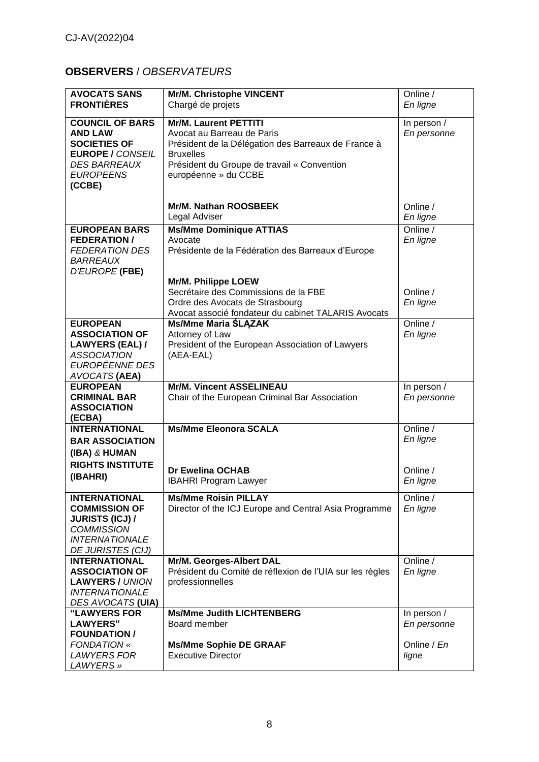## **OBSERVERS** / *OBSERVATEURS*

| | | |
|---|---|---|
| **AVOCATS SANS FRONTIÈRES** | **Mr/M. Christophe VINCENT**<br>Chargé de projets | Online / *En ligne* |
| **COUNCIL OF BARS AND LAW SOCIETIES OF EUROPE /** *CONSEIL DES BARREAUX EUROPEENS* **(CCBE)** | **Mr/M. Laurent PETTITI**<br>Avocat au Barreau de Paris<br>Président de la Délégation des Barreaux de France à Bruxelles<br>Président du Groupe de travail « Convention européenne » du CCBE | In person / *En personne* |
| | **Mr/M. Nathan ROOSBEEK**<br>Legal Adviser | Online / *En ligne* |
| **EUROPEAN BARS FEDERATION /** *FEDERATION DES BARREAUX D'EUROPE* **(FBE)** | **Ms/Mme Dominique ATTIAS**<br>Avocate<br>Présidente de la Fédération des Barreaux d'Europe | Online / *En ligne* |
| | **Mr/M. Philippe LOEW**<br>Secrétaire des Commissions de la FBE<br>Ordre des Avocats de Strasbourg<br>Avocat associé fondateur du cabinet TALARIS Avocats | Online / *En ligne* |
| **EUROPEAN ASSOCIATION OF LAWYERS (EAL) /** *ASSOCIATION EUROPÉENNE DES AVOCATS* **(AEA)** | **Ms/Mme Maria ŚLĄZAK**<br>Attorney of Law<br>President of the European Association of Lawyers (AEA-EAL) | Online / *En ligne* |
| **EUROPEAN CRIMINAL BAR ASSOCIATION (ECBA)** | **Mr/M. Vincent ASSELINEAU**<br>Chair of the European Criminal Bar Association | In person / *En personne* |
| **INTERNATIONAL BAR ASSOCIATION (IBA)** *&* **HUMAN RIGHTS INSTITUTE (IBAHRI)** | **Ms/Mme Eleonora SCALA** | Online / *En ligne* |
| | **Dr Ewelina OCHAB**<br>IBAHRI Program Lawyer | Online / *En ligne* |
| **INTERNATIONAL COMMISSION OF JURISTS (ICJ) /** *COMMISSION INTERNATIONALE DE JURISTES (CIJ)* | **Ms/Mme Roisin PILLAY**<br>Director of the ICJ Europe and Central Asia Programme | Online / *En ligne* |
| **INTERNATIONAL ASSOCIATION OF LAWYERS /** *UNION INTERNATIONALE DES AVOCATS* **(UIA)** | **Mr/M. Georges-Albert DAL**<br>Président du Comité de réflexion de l'UIA sur les règles professionnelles | Online / *En ligne* |
| **"LAWYERS FOR LAWYERS" FOUNDATION /** *FONDATION « LAWYERS FOR LAWYERS »* | **Ms/Mme Judith LICHTENBERG**<br>Board member | In person / *En personne* |
| | **Ms/Mme Sophie DE GRAAF**<br>Executive Director | Online / *En ligne* |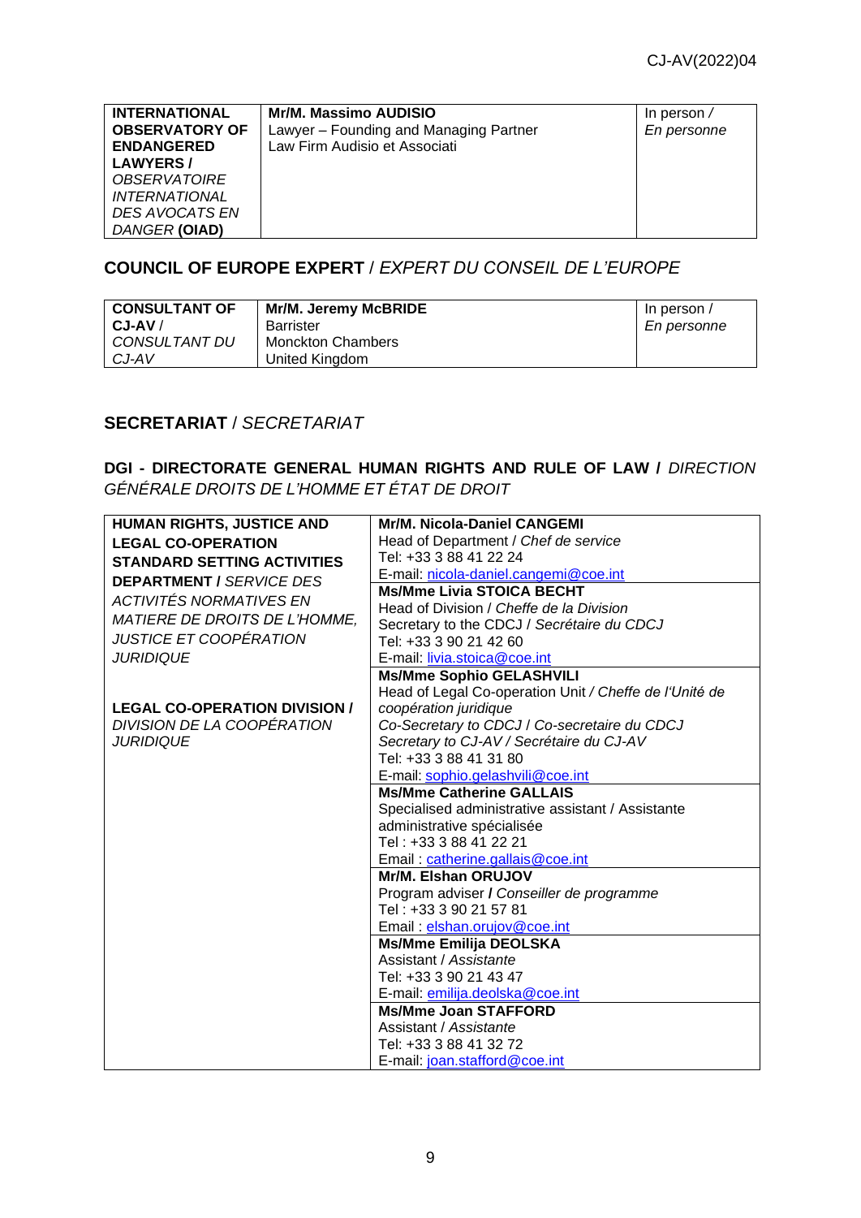| **INTERNATIONAL OBSERVATORY OF ENDANGERED LAWYERS /** *OBSERVATOIRE INTERNATIONAL DES AVOCATS EN DANGER* **(OIAD)** | **Mr/M. Massimo AUDISIO**<br>Lawyer – Founding and Managing Partner<br>Law Firm Audisio et Associati | In person /<br>*En personne* |
|---|---|---|

## COUNCIL OF EUROPE EXPERT / *EXPERT DU CONSEIL DE L'EUROPE*

| **CONSULTANT OF CJ-AV /** *CONSULTANT DU CJ-AV* | **Mr/M. Jeremy McBRIDE**<br>Barrister<br>Monckton Chambers<br>United Kingdom | In person /<br>*En personne* |
|---|---|---|

## SECRETARIAT / *SECRETARIAT*

### DGI - DIRECTORATE GENERAL HUMAN RIGHTS AND RULE OF LAW / *DIRECTION GÉNÉRALE DROITS DE L'HOMME ET ÉTAT DE DROIT*

| | |
|---|---|
| **HUMAN RIGHTS, JUSTICE AND LEGAL CO-OPERATION STANDARD SETTING ACTIVITIES DEPARTMENT /** *SERVICE DES ACTIVITÉS NORMATIVES EN MATIERE DE DROITS DE L'HOMME, JUSTICE ET COOPÉRATION JURIDIQUE*<br><br>**LEGAL CO-OPERATION DIVISION /** *DIVISION DE LA COOPÉRATION JURIDIQUE* | **Mr/M. Nicola-Daniel CANGEMI**<br>Head of Department / *Chef de service*<br>Tel: +33 3 88 41 22 24<br>E-mail: nicola-daniel.cangemi@coe.int |
| | **Ms/Mme Livia STOICA BECHT**<br>Head of Division / *Cheffe de la Division*<br>Secretary to the CDCJ / *Secrétaire du CDCJ*<br>Tel: +33 3 90 21 42 60<br>E-mail: livia.stoica@coe.int |
| | **Ms/Mme Sophio GELASHVILI**<br>Head of Legal Co-operation Unit / *Cheffe de l'Unité de coopération juridique*<br>*Co-Secretary to CDCJ / Co-secretaire du CDCJ*<br>*Secretary to CJ-AV / Secrétaire du CJ-AV*<br>Tel: +33 3 88 41 31 80<br>E-mail: sophio.gelashvili@coe.int |
| | **Ms/Mme Catherine GALLAIS**<br>Specialised administrative assistant / Assistante administrative spécialisée<br>Tel : +33 3 88 41 22 21<br>Email : catherine.gallais@coe.int |
| | **Mr/M. Elshan ORUJOV**<br>Program adviser **/** *Conseiller de programme*<br>Tel : +33 3 90 21 57 81<br>Email : elshan.orujov@coe.int |
| | **Ms/Mme Emilija DEOLSKA**<br>Assistant / *Assistante*<br>Tel: +33 3 90 21 43 47<br>E-mail: emilija.deolska@coe.int |
| | **Ms/Mme Joan STAFFORD**<br>Assistant / *Assistante*<br>Tel: +33 3 88 41 32 72<br>E-mail: joan.stafford@coe.int |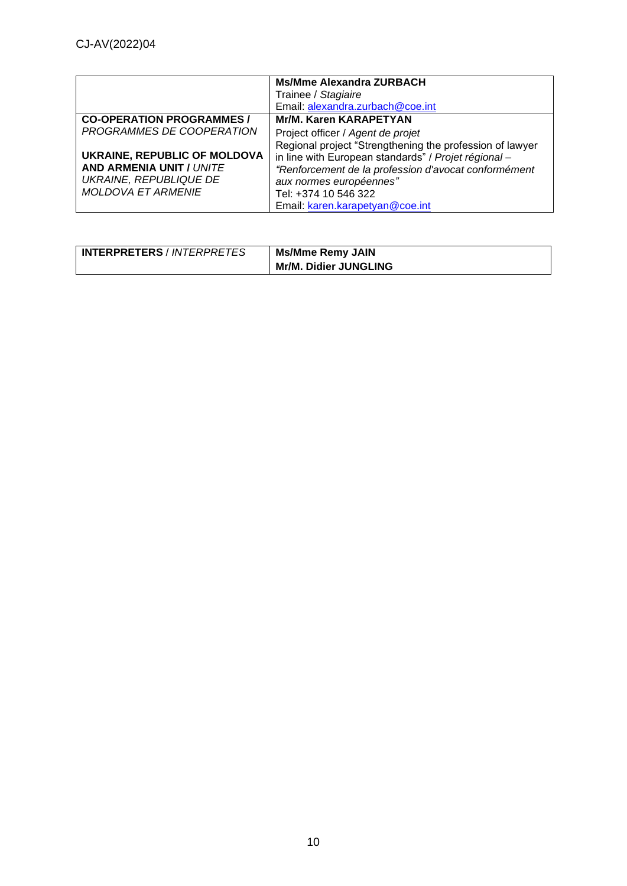| | |
|---|---|
| | **Ms/Mme Alexandra ZURBACH**<br>Trainee / *Stagiaire*<br>Email: alexandra.zurbach@coe.int |
| **CO-OPERATION PROGRAMMES /** *PROGRAMMES DE COOPERATION*<br><br>**UKRAINE, REPUBLIC OF MOLDOVA AND ARMENIA UNIT /** *UNITE UKRAINE, REPUBLIQUE DE MOLDOVA ET ARMENIE* | **Mr/M. Karen KARAPETYAN**<br>Project officer / *Agent de projet*<br>Regional project "Strengthening the profession of lawyer in line with European standards" / *Projet régional – "Renforcement de la profession d'avocat conformément aux normes européennes"*<br>Tel: +374 10 546 322<br>Email: karen.karapetyan@coe.int |

| | |
|---|---|
| **INTERPRETERS** / *INTERPRETES* | **Ms/Mme Remy JAIN**<br>**Mr/M. Didier JUNGLING** |